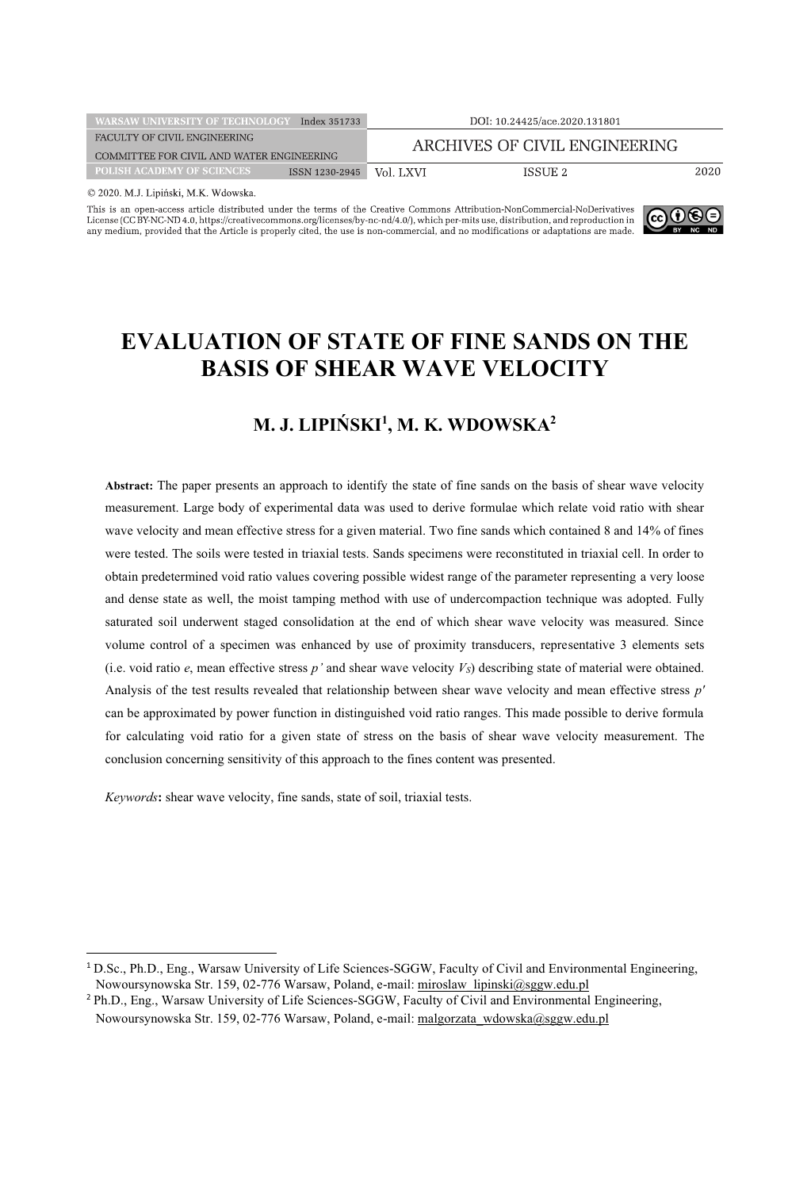© 2020. M.J. Lipiński, M.K. Wdowska.

This is an open-access article distributed under the terms of the Creative Commons Attribution-NonCommercial-NoDerivatives License (CC BY-NC-ND 4.0, https://creativecommons.org/licenses/by-nc-nd/4.0/), which per-mits use, distribution, and reproduction in any medium, provided that the Article is properly cited, the use is non-commercial, and no modifications or adaptations are made.

# EVALUATION OF STATE OF FINE SANDS ON THE BASIS OF SHEAR WAVE VELOCITY

## M. J. LIPIŃSKI[1], M. K. WDOWSKA[2]

**Abstract:** The paper presents an approach to identify the state of fine sands on the basis of shear wave velocity measurement. Large body of experimental data was used to derive formulae which relate void ratio with shear wave velocity and mean effective stress for a given material. Two fine sands which contained 8 and 14% of fines were tested. The soils were tested in triaxial tests. Sands specimens were reconstituted in triaxial cell. In order to obtain predetermined void ratio values covering possible widest range of the parameter representing a very loose and dense state as well, the moist tamping method with use of undercompaction technique was adopted. Fully saturated soil underwent staged consolidation at the end of which shear wave velocity was measured. Since volume control of a specimen was enhanced by use of proximity transducers, representative 3 elements sets (i.e. void ratio $e$, mean effective stress $p'$ and shear wave velocity $V_S$) describing state of material were obtained. Analysis of the test results revealed that relationship between shear wave velocity and mean effective stress $p'$ can be approximated by power function in distinguished void ratio ranges. This made possible to derive formula for calculating void ratio for a given state of stress on the basis of shear wave velocity measurement. The conclusion concerning sensitivity of this approach to the fines content was presented.

*Keywords*: shear wave velocity, fine sands, state of soil, triaxial tests.

---

[1] D.Sc., Ph.D., Eng., Warsaw University of Life Sciences-SGGW, Faculty of Civil and Environmental Engineering, Nowoursynowska Str. 159, 02-776 Warsaw, Poland, e-mail: miroslaw_lipinski@sggw.edu.pl

[2] Ph.D., Eng., Warsaw University of Life Sciences-SGGW, Faculty of Civil and Environmental Engineering, Nowoursynowska Str. 159, 02-776 Warsaw, Poland, e-mail: malgorzata_wdowska@sggw.edu.pl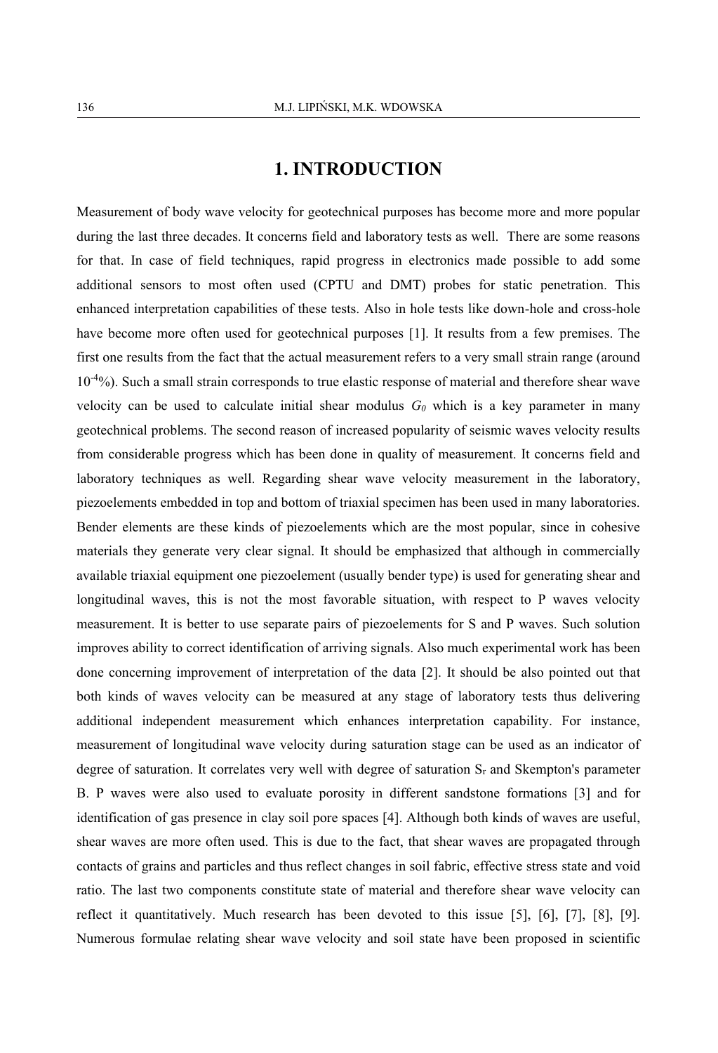# 1. INTRODUCTION

Measurement of body wave velocity for geotechnical purposes has become more and more popular during the last three decades. It concerns field and laboratory tests as well. There are some reasons for that. In case of field techniques, rapid progress in electronics made possible to add some additional sensors to most often used (CPTU and DMT) probes for static penetration. This enhanced interpretation capabilities of these tests. Also in hole tests like down-hole and cross-hole have become more often used for geotechnical purposes [1]. It results from a few premises. The first one results from the fact that the actual measurement refers to a very small strain range (around $10^{-4}$%). Such a small strain corresponds to true elastic response of material and therefore shear wave velocity can be used to calculate initial shear modulus $G_0$ which is a key parameter in many geotechnical problems. The second reason of increased popularity of seismic waves velocity results from considerable progress which has been done in quality of measurement. It concerns field and laboratory techniques as well. Regarding shear wave velocity measurement in the laboratory, piezoelements embedded in top and bottom of triaxial specimen has been used in many laboratories. Bender elements are these kinds of piezoelements which are the most popular, since in cohesive materials they generate very clear signal. It should be emphasized that although in commercially available triaxial equipment one piezoelement (usually bender type) is used for generating shear and longitudinal waves, this is not the most favorable situation, with respect to P waves velocity measurement. It is better to use separate pairs of piezoelements for S and P waves. Such solution improves ability to correct identification of arriving signals. Also much experimental work has been done concerning improvement of interpretation of the data [2]. It should be also pointed out that both kinds of waves velocity can be measured at any stage of laboratory tests thus delivering additional independent measurement which enhances interpretation capability. For instance, measurement of longitudinal wave velocity during saturation stage can be used as an indicator of degree of saturation. It correlates very well with degree of saturation $S_r$ and Skempton's parameter B. P waves were also used to evaluate porosity in different sandstone formations [3] and for identification of gas presence in clay soil pore spaces [4]. Although both kinds of waves are useful, shear waves are more often used. This is due to the fact, that shear waves are propagated through contacts of grains and particles and thus reflect changes in soil fabric, effective stress state and void ratio. The last two components constitute state of material and therefore shear wave velocity can reflect it quantitatively. Much research has been devoted to this issue [5], [6], [7], [8], [9]. Numerous formulae relating shear wave velocity and soil state have been proposed in scientific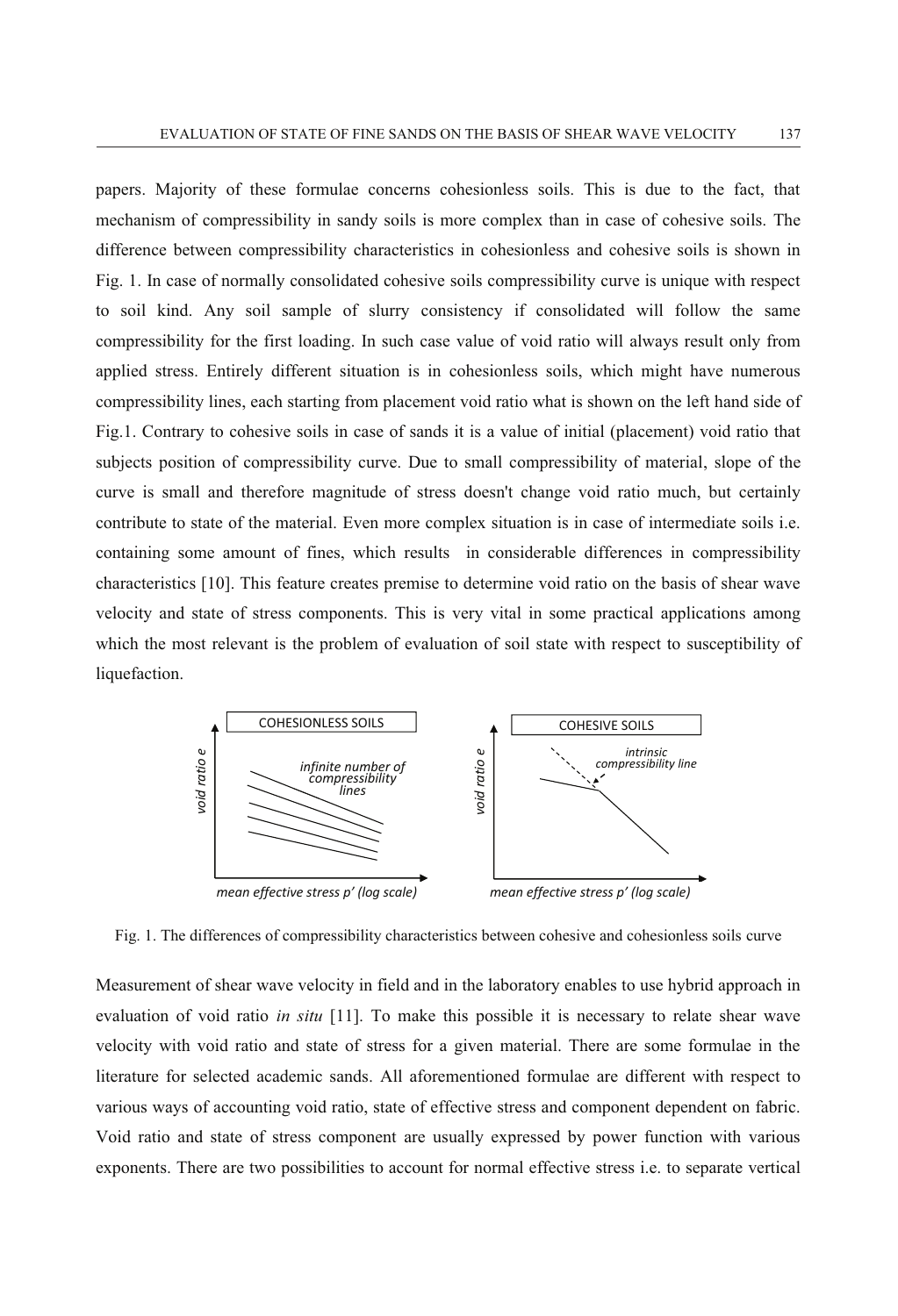papers. Majority of these formulae concerns cohesionless soils. This is due to the fact, that mechanism of compressibility in sandy soils is more complex than in case of cohesive soils. The difference between compressibility characteristics in cohesionless and cohesive soils is shown in Fig. 1. In case of normally consolidated cohesive soils compressibility curve is unique with respect to soil kind. Any soil sample of slurry consistency if consolidated will follow the same compressibility for the first loading. In such case value of void ratio will always result only from applied stress. Entirely different situation is in cohesionless soils, which might have numerous compressibility lines, each starting from placement void ratio what is shown on the left hand side of Fig.1. Contrary to cohesive soils in case of sands it is a value of initial (placement) void ratio that subjects position of compressibility curve. Due to small compressibility of material, slope of the curve is small and therefore magnitude of stress doesn't change void ratio much, but certainly contribute to state of the material. Even more complex situation is in case of intermediate soils i.e. containing some amount of fines, which results in considerable differences in compressibility characteristics [10]. This feature creates premise to determine void ratio on the basis of shear wave velocity and state of stress components. This is very vital in some practical applications among which the most relevant is the problem of evaluation of soil state with respect to susceptibility of liquefaction.

Fig. 1. The differences of compressibility characteristics between cohesive and cohesionless soils curve

Measurement of shear wave velocity in field and in the laboratory enables to use hybrid approach in evaluation of void ratio *in situ* [11]. To make this possible it is necessary to relate shear wave velocity with void ratio and state of stress for a given material. There are some formulae in the literature for selected academic sands. All aforementioned formulae are different with respect to various ways of accounting void ratio, state of effective stress and component dependent on fabric. Void ratio and state of stress component are usually expressed by power function with various exponents. There are two possibilities to account for normal effective stress i.e. to separate vertical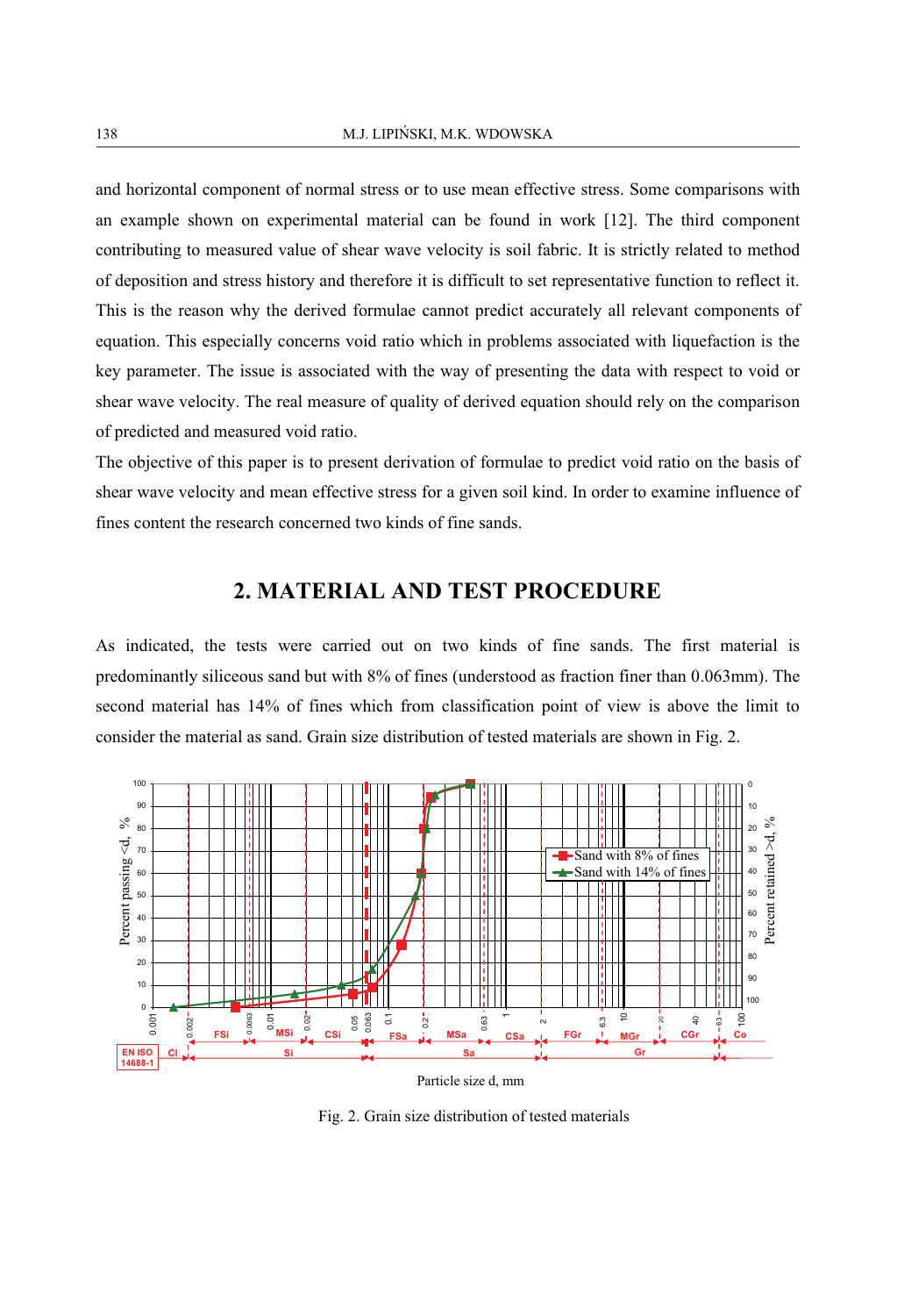and horizontal component of normal stress or to use mean effective stress. Some comparisons with an example shown on experimental material can be found in work [12]. The third component contributing to measured value of shear wave velocity is soil fabric. It is strictly related to method of deposition and stress history and therefore it is difficult to set representative function to reflect it. This is the reason why the derived formulae cannot predict accurately all relevant components of equation. This especially concerns void ratio which in problems associated with liquefaction is the key parameter. The issue is associated with the way of presenting the data with respect to void or shear wave velocity. The real measure of quality of derived equation should rely on the comparison of predicted and measured void ratio.

The objective of this paper is to present derivation of formulae to predict void ratio on the basis of shear wave velocity and mean effective stress for a given soil kind. In order to examine influence of fines content the research concerned two kinds of fine sands.

## 2. MATERIAL AND TEST PROCEDURE

As indicated, the tests were carried out on two kinds of fine sands. The first material is predominantly siliceous sand but with 8% of fines (understood as fraction finer than 0.063mm). The second material has 14% of fines which from classification point of view is above the limit to consider the material as sand. Grain size distribution of tested materials are shown in Fig. 2.

Fig. 2. Grain size distribution of tested materials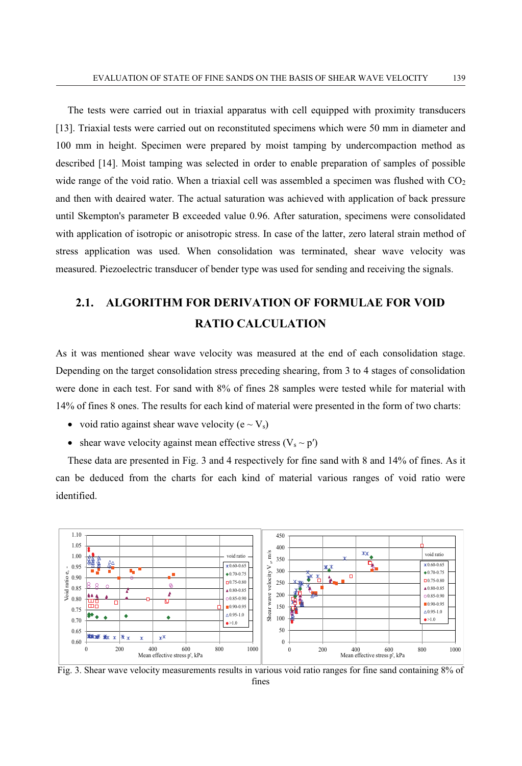The tests were carried out in triaxial apparatus with cell equipped with proximity transducers [13]. Triaxial tests were carried out on reconstituted specimens which were 50 mm in diameter and 100 mm in height. Specimen were prepared by moist tamping by undercompaction method as described [14]. Moist tamping was selected in order to enable preparation of samples of possible wide range of the void ratio. When a triaxial cell was assembled a specimen was flushed with $CO_2$ and then with deaired water. The actual saturation was achieved with application of back pressure until Skempton's parameter B exceeded value 0.96. After saturation, specimens were consolidated with application of isotropic or anisotropic stress. In case of the latter, zero lateral strain method of stress application was used. When consolidation was terminated, shear wave velocity was measured. Piezoelectric transducer of bender type was used for sending and receiving the signals.

## 2.1. ALGORITHM FOR DERIVATION OF FORMULAE FOR VOID RATIO CALCULATION

As it was mentioned shear wave velocity was measured at the end of each consolidation stage. Depending on the target consolidation stress preceding shearing, from 3 to 4 stages of consolidation were done in each test. For sand with 8% of fines 28 samples were tested while for material with 14% of fines 8 ones. The results for each kind of material were presented in the form of two charts:

- void ratio against shear wave velocity ($e \sim V_s$)
- shear wave velocity against mean effective stress ($V_s \sim p'$)

These data are presented in Fig. 3 and 4 respectively for fine sand with 8 and 14% of fines. As it can be deduced from the charts for each kind of material various ranges of void ratio were identified.

Fig. 3. Shear wave velocity measurements results in various void ratio ranges for fine sand containing 8% of fines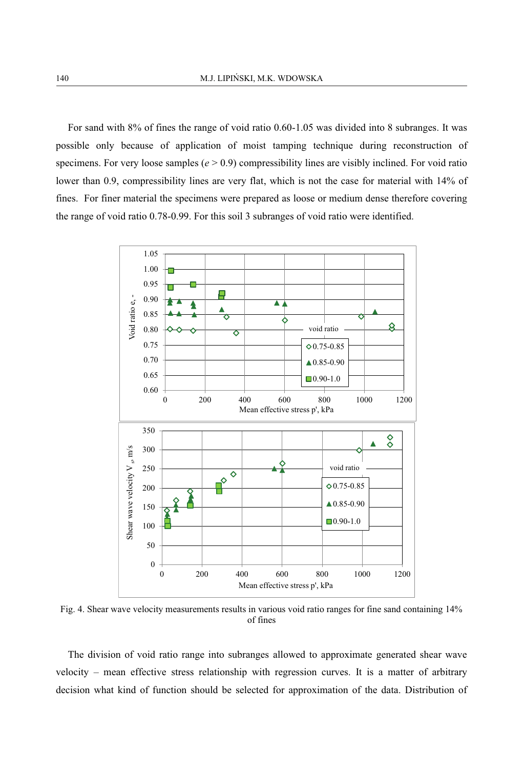For sand with 8% of fines the range of void ratio 0.60-1.05 was divided into 8 subranges. It was possible only because of application of moist tamping technique during reconstruction of specimens. For very loose samples ($e > 0.9$) compressibility lines are visibly inclined. For void ratio lower than 0.9, compressibility lines are very flat, which is not the case for material with 14% of fines. For finer material the specimens were prepared as loose or medium dense therefore covering the range of void ratio 0.78-0.99. For this soil 3 subranges of void ratio were identified.

Fig. 4. Shear wave velocity measurements results in various void ratio ranges for fine sand containing 14% of fines

The division of void ratio range into subranges allowed to approximate generated shear wave velocity – mean effective stress relationship with regression curves. It is a matter of arbitrary decision what kind of function should be selected for approximation of the data. Distribution of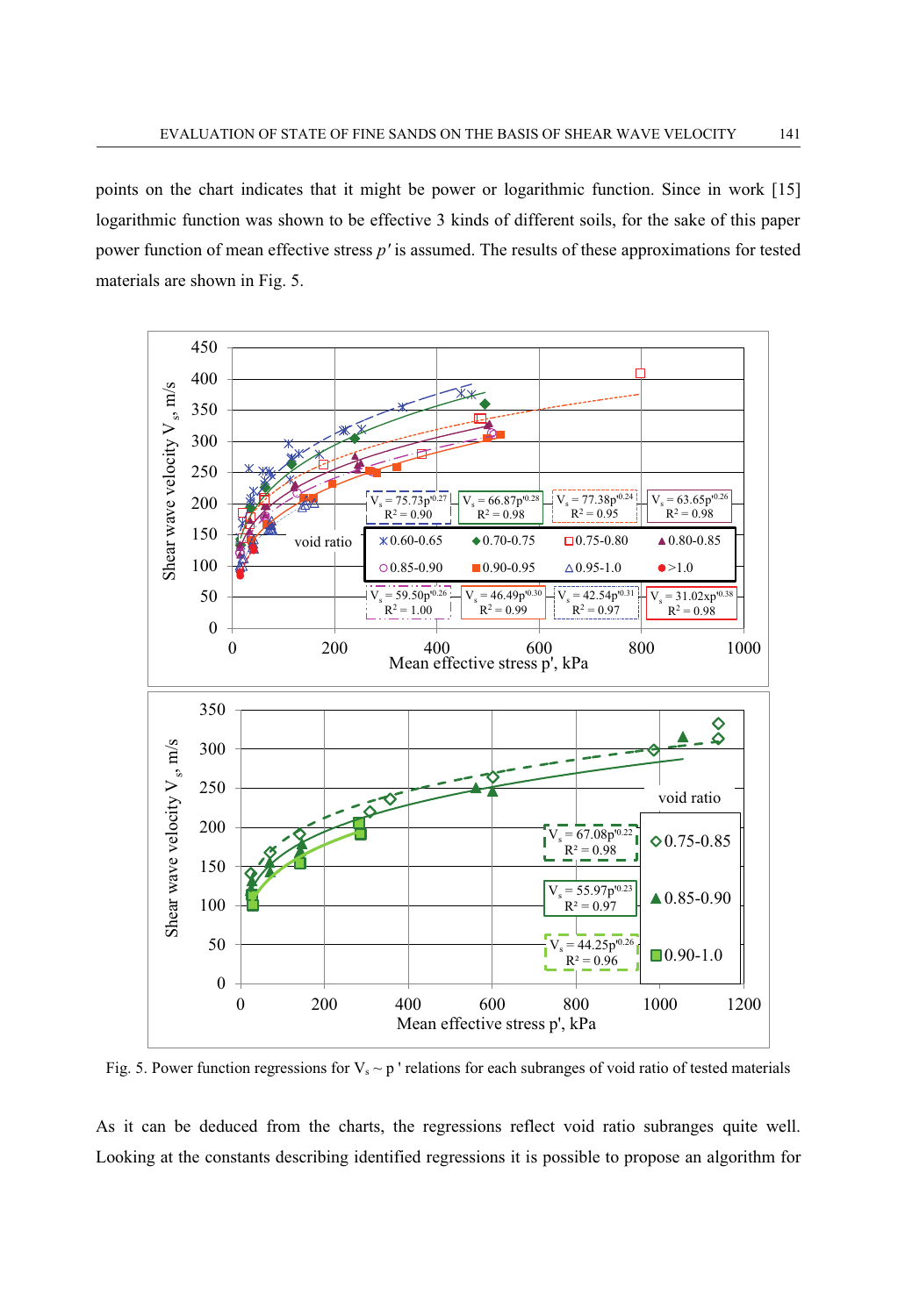points on the chart indicates that it might be power or logarithmic function. Since in work [15] logarithmic function was shown to be effective 3 kinds of different soils, for the sake of this paper power function of mean effective stress $p'$ is assumed. The results of these approximations for tested materials are shown in Fig. 5.

Fig. 5. Power function regressions for $V_s \sim p'$ relations for each subranges of void ratio of tested materials

As it can be deduced from the charts, the regressions reflect void ratio subranges quite well. Looking at the constants describing identified regressions it is possible to propose an algorithm for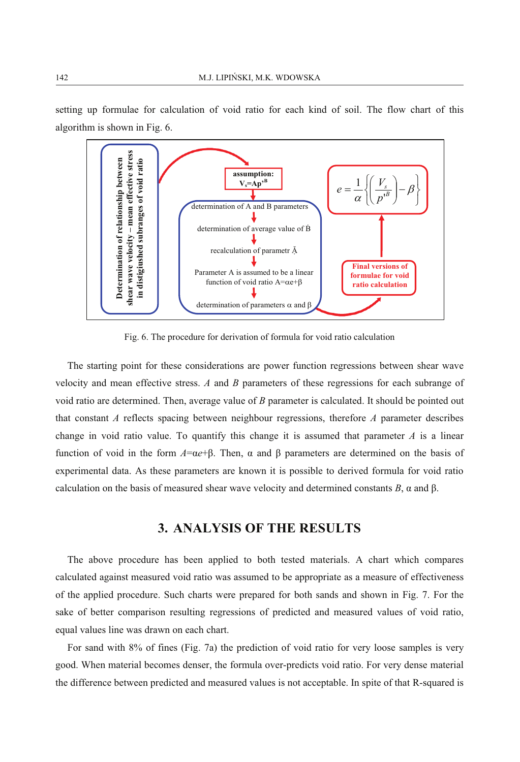setting up formulae for calculation of void ratio for each kind of soil. The flow chart of this algorithm is shown in Fig. 6.

Determination of relationship between shear wave velocity – mean effective stress in distinguished subranges of void ratio

assumption: $V_s = Ap'^B$

determination of A and B parameters

determination of average value of $\dot{B}$

recalculation of parametr $\breve{A}$

Parameter A is assumed to be a linear function of void ratio $A = \alpha e + \beta$

determination of parameters α and β

Final versions of formulae for void ratio calculation

$$e = \frac{1}{\alpha}\left\{\left(\frac{V_s}{p'^B}\right) - \beta\right\}$$

Fig. 6. The procedure for derivation of formula for void ratio calculation

The starting point for these considerations are power function regressions between shear wave velocity and mean effective stress. *A* and *B* parameters of these regressions for each subrange of void ratio are determined. Then, average value of *B* parameter is calculated. It should be pointed out that constant *A* reflects spacing between neighbour regressions, therefore *A* parameter describes change in void ratio value. To quantify this change it is assumed that parameter *A* is a linear function of void in the form $A = \alpha e + \beta$. Then, α and β parameters are determined on the basis of experimental data. As these parameters are known it is possible to derived formula for void ratio calculation on the basis of measured shear wave velocity and determined constants *B*, α and β.

## 3. ANALYSIS OF THE RESULTS

The above procedure has been applied to both tested materials. A chart which compares calculated against measured void ratio was assumed to be appropriate as a measure of effectiveness of the applied procedure. Such charts were prepared for both sands and shown in Fig. 7. For the sake of better comparison resulting regressions of predicted and measured values of void ratio, equal values line was drawn on each chart.

For sand with 8% of fines (Fig. 7a) the prediction of void ratio for very loose samples is very good. When material becomes denser, the formula over-predicts void ratio. For very dense material the difference between predicted and measured values is not acceptable. In spite of that R-squared is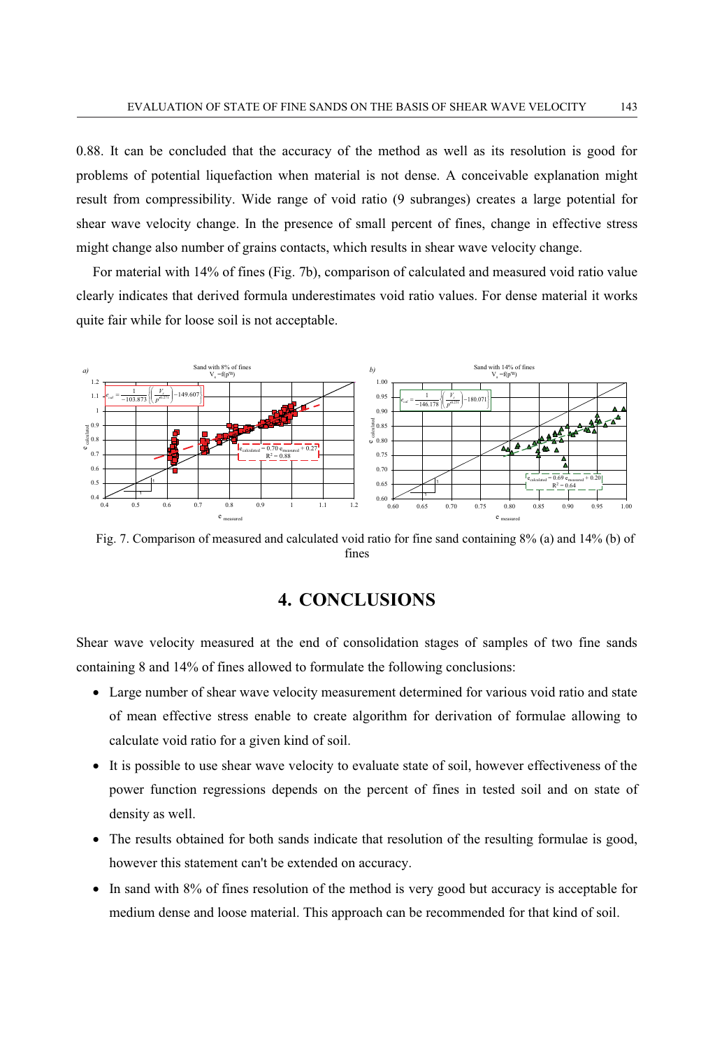0.88. It can be concluded that the accuracy of the method as well as its resolution is good for problems of potential liquefaction when material is not dense. A conceivable explanation might result from compressibility. Wide range of void ratio (9 subranges) creates a large potential for shear wave velocity change. In the presence of small percent of fines, change in effective stress might change also number of grains contacts, which results in shear wave velocity change.

For material with 14% of fines (Fig. 7b), comparison of calculated and measured void ratio value clearly indicates that derived formula underestimates void ratio values. For dense material it works quite fair while for loose soil is not acceptable.

Fig. 7. Comparison of measured and calculated void ratio for fine sand containing 8% (a) and 14% (b) of fines

## 4. CONCLUSIONS

Shear wave velocity measured at the end of consolidation stages of samples of two fine sands containing 8 and 14% of fines allowed to formulate the following conclusions:

- Large number of shear wave velocity measurement determined for various void ratio and state of mean effective stress enable to create algorithm for derivation of formulae allowing to calculate void ratio for a given kind of soil.
- It is possible to use shear wave velocity to evaluate state of soil, however effectiveness of the power function regressions depends on the percent of fines in tested soil and on state of density as well.
- The results obtained for both sands indicate that resolution of the resulting formulae is good, however this statement can't be extended on accuracy.
- In sand with 8% of fines resolution of the method is very good but accuracy is acceptable for medium dense and loose material. This approach can be recommended for that kind of soil.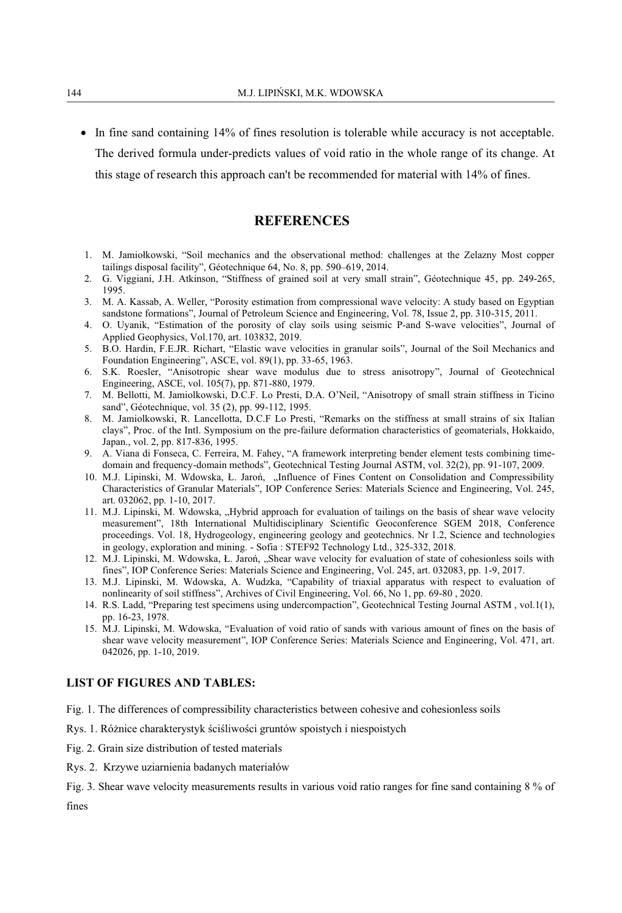- In fine sand containing 14% of fines resolution is tolerable while accuracy is not acceptable. The derived formula under-predicts values of void ratio in the whole range of its change. At this stage of research this approach can't be recommended for material with 14% of fines.

## REFERENCES

1. M. Jamiołkowski, "Soil mechanics and the observational method: challenges at the Zelazny Most copper tailings disposal facility", Géotechnique 64, No. 8, pp. 590–619, 2014.
2. G. Viggiani, J.H. Atkinson, "Stiffness of grained soil at very small strain", Géotechnique 45, pp. 249-265, 1995.
3. M. A. Kassab, A. Weller, "Porosity estimation from compressional wave velocity: A study based on Egyptian sandstone formations", Journal of Petroleum Science and Engineering, Vol. 78, Issue 2, pp. 310-315, 2011.
4. O. Uyanik, "Estimation of the porosity of clay soils using seismic P-and S-wave velocities", Journal of Applied Geophysics, Vol.170, art. 103832, 2019.
5. B.O. Hardin, F.E.JR. Richart, "Elastic wave velocities in granular soils", Journal of the Soil Mechanics and Foundation Engineering", ASCE, vol. 89(1), pp. 33-65, 1963.
6. S.K. Roesler, "Anisotropic shear wave modulus due to stress anisotropy", Journal of Geotechnical Engineering, ASCE, vol. 105(7), pp. 871-880, 1979.
7. M. Bellotti, M. Jamiolkowski, D.C.F. Lo Presti, D.A. O'Neil, "Anisotropy of small strain stiffness in Ticino sand", Géotechnique, vol. 35 (2), pp. 99-112, 1995.
8. M. Jamiolkowski, R. Lancellotta, D.C.F Lo Presti, "Remarks on the stiffness at small strains of six Italian clays", Proc. of the Intl. Symposium on the pre-failure deformation characteristics of geomaterials, Hokkaido, Japan., vol. 2, pp. 817-836, 1995.
9. A. Viana di Fonseca, C. Ferreira, M. Fahey, "A framework interpreting bender element tests combining time-domain and frequency-domain methods", Geotechnical Testing Journal ASTM, vol. 32(2), pp. 91-107, 2009.
10. M.J. Lipinski, M. Wdowska, Ł. Jaroń, „Influence of Fines Content on Consolidation and Compressibility Characteristics of Granular Materials", IOP Conference Series: Materials Science and Engineering, Vol. 245, art. 032062, pp. 1-10, 2017.
11. M.J. Lipinski, M. Wdowska, „Hybrid approach for evaluation of tailings on the basis of shear wave velocity measurement", 18th International Multidisciplinary Scientific Geoconference SGEM 2018, Conference proceedings. Vol. 18, Hydrogeology, engineering geology and geotechnics. Nr 1.2, Science and technologies in geology, exploration and mining. - Sofia : STEF92 Technology Ltd., 325-332, 2018.
12. M.J. Lipinski, M. Wdowska, Ł. Jaroń, „Shear wave velocity for evaluation of state of cohesionless soils with fines", IOP Conference Series: Materials Science and Engineering, Vol. 245, art. 032083, pp. 1-9, 2017.
13. M.J. Lipinski, M. Wdowska, A. Wudzka, "Capability of triaxial apparatus with respect to evaluation of nonlinearity of soil stiffness", Archives of Civil Engineering, Vol. 66, No 1, pp. 69-80 , 2020.
14. R.S. Ladd, "Preparing test specimens using undercompaction", Geotechnical Testing Journal ASTM , vol.1(1), pp. 16-23, 1978.
15. M.J. Lipinski, M. Wdowska, "Evaluation of void ratio of sands with various amount of fines on the basis of shear wave velocity measurement", IOP Conference Series: Materials Science and Engineering, Vol. 471, art. 042026, pp. 1-10, 2019.

### LIST OF FIGURES AND TABLES:

Fig. 1. The differences of compressibility characteristics between cohesive and cohesionless soils

Rys. 1. Różnice charakterystyk ściśliwości gruntów spoistych i niespoistych

Fig. 2. Grain size distribution of tested materials

Rys. 2. Krzywe uziarnienia badanych materiałów

Fig. 3. Shear wave velocity measurements results in various void ratio ranges for fine sand containing 8 % of fines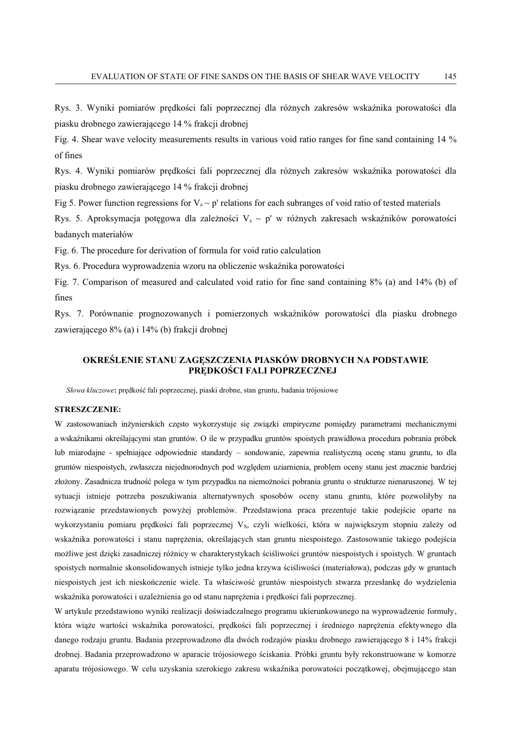Rys. 3. Wyniki pomiarów prędkości fali poprzecznej dla różnych zakresów wskaźnika porowatości dla piasku drobnego zawierającego 14 % frakcji drobnej

Fig. 4. Shear wave velocity measurements results in various void ratio ranges for fine sand containing 14 % of fines

Rys. 4. Wyniki pomiarów prędkości fali poprzecznej dla różnych zakresów wskaźnika porowatości dla piasku drobnego zawierającego 14 % frakcji drobnej

Fig 5. Power function regressions for $V_s \sim p'$ relations for each subranges of void ratio of tested materials

Rys. 5. Aproksymacja potęgowa dla zależności $V_s \sim p'$ w różnych zakresach wskaźników porowatości badanych materiałów

Fig. 6. The procedure for derivation of formula for void ratio calculation

Rys. 6. Procedura wyprowadzenia wzoru na obliczenie wskaźnika porowatości

Fig. 7. Comparison of measured and calculated void ratio for fine sand containing 8% (a) and 14% (b) of fines

Rys. 7. Porównanie prognozowanych i pomierzonych wskaźników porowatości dla piasku drobnego zawierającego 8% (a) i 14% (b) frakcji drobnej

## OKREŚLENIE STANU ZAGĘSZCZENIA PIASKÓW DROBNYCH NA PODSTAWIE PRĘDKOŚCI FALI POPRZECZNEJ

*Słowa kluczowe*: prędkość fali poprzecznej, piaski drobne, stan gruntu, badania trójosiowe

**STRESZCZENIE:**

W zastosowaniach inżynierskich często wykorzystuje się związki empiryczne pomiędzy parametrami mechanicznymi a wskaźnikami określającymi stan gruntów. O ile w przypadku gruntów spoistych prawidłowa procedura pobrania próbek lub miarodajne - spełniające odpowiednie standardy – sondowanie, zapewnia realistyczną ocenę stanu gruntu, to dla gruntów niespoistych, zwłaszcza niejednorodnych pod względem uziarnienia, problem oceny stanu jest znacznie bardziej złożony. Zasadnicza trudność polega w tym przypadku na niemożności pobrania gruntu o strukturze nienaruszonej. W tej sytuacji istnieje potrzeba poszukiwania alternatywnych sposobów oceny stanu gruntu, które pozwoliłyby na rozwiązanie przedstawionych powyżej problemów. Przedstawiona praca prezentuje takie podejście oparte na wykorzystaniu pomiaru prędkości fali poprzecznej $V_S$, czyli wielkości, która w największym stopniu zależy od wskaźnika porowatości i stanu naprężenia, określających stan gruntu niespoistego. Zastosowanie takiego podejścia możliwe jest dzięki zasadniczej różnicy w charakterystykach ściśliwości gruntów niespoistych i spoistych. W gruntach spoistych normalnie skonsolidowanych istnieje tylko jedna krzywa ściśliwości (materiałowa), podczas gdy w gruntach niespoistych jest ich nieskończenie wiele. Ta właściwość gruntów niespoistych stwarza przesłankę do wydzielenia wskaźnika porowatości i uzależnienia go od stanu naprężenia i prędkości fali poprzecznej.

W artykule przedstawiono wyniki realizacji doświadczalnego programu ukierunkowanego na wyprowadzenie formuły, która wiąże wartości wskaźnika porowatości, prędkości fali poprzecznej i średniego naprężenia efektywnego dla danego rodzaju gruntu. Badania przeprowadzono dla dwóch rodzajów piasku drobnego zawierającego 8 i 14% frakcji drobnej. Badania przeprowadzono w aparacie trójosiowego ściskania. Próbki gruntu były rekonstruowane w komorze aparatu trójosiowego. W celu uzyskania szerokiego zakresu wskaźnika porowatości początkowej, obejmującego stan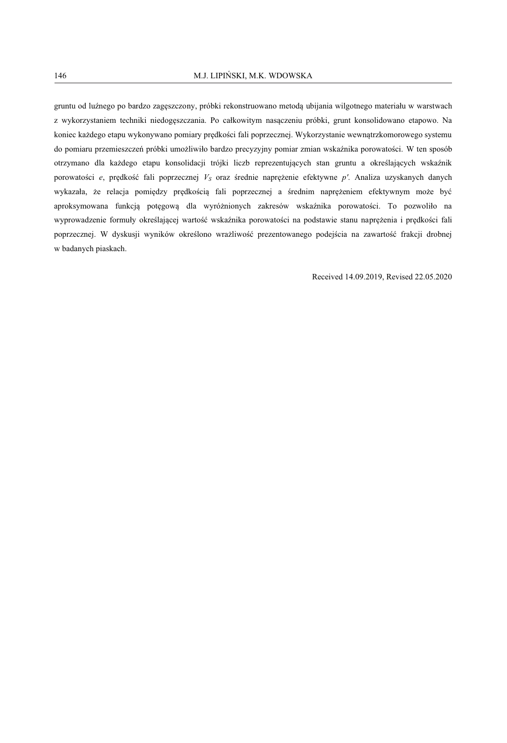gruntu od luźnego po bardzo zagęszczony, próbki rekonstruowano metodą ubijania wilgotnego materiału w warstwach z wykorzystaniem techniki niedogęszczania. Po całkowitym nasączeniu próbki, grunt konsolidowano etapowo. Na koniec każdego etapu wykonywano pomiary prędkości fali poprzecznej. Wykorzystanie wewnątrzkomorowego systemu do pomiaru przemieszczeń próbki umożliwiło bardzo precyzyjny pomiar zmian wskaźnika porowatości. W ten sposób otrzymano dla każdego etapu konsolidacji trójki liczb reprezentujących stan gruntu a określających wskaźnik porowatości $e$, prędkość fali poprzecznej $V_S$ oraz średnie naprężenie efektywne $p'$. Analiza uzyskanych danych wykazała, że relacja pomiędzy prędkością fali poprzecznej a średnim naprężeniem efektywnym może być aproksymowana funkcją potęgową dla wyróżnionych zakresów wskaźnika porowatości. To pozwoliło na wyprowadzenie formuły określającej wartość wskaźnika porowatości na podstawie stanu naprężenia i prędkości fali poprzecznej. W dyskusji wyników określono wrażliwość prezentowanego podejścia na zawartość frakcji drobnej w badanych piaskach.

Received 14.09.2019, Revised 22.05.2020